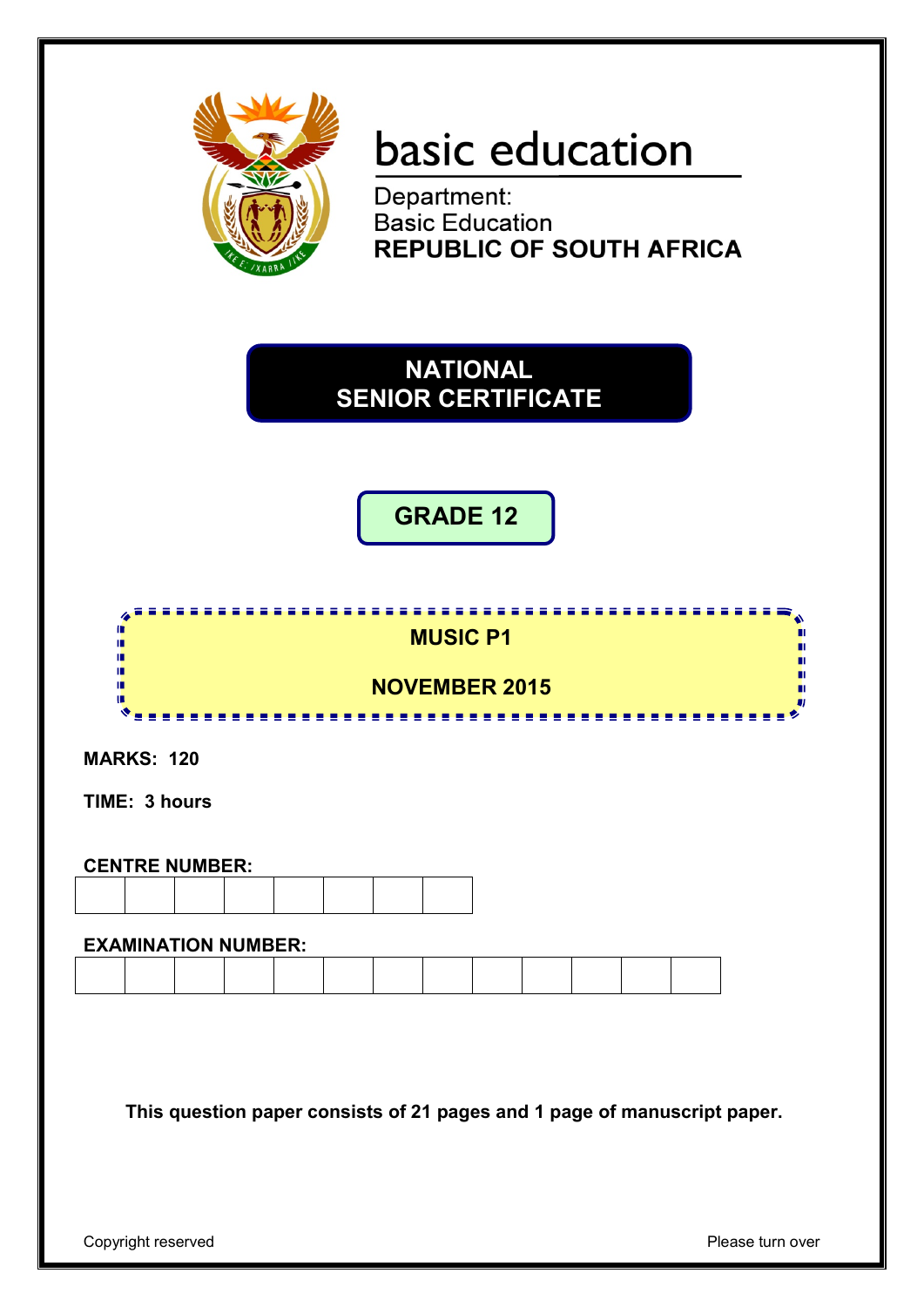basic education

Department:
Basic Education
**REPUBLIC OF SOUTH AFRICA**

# NATIONAL SENIOR CERTIFICATE

## GRADE 12

## MUSIC P1

## NOVEMBER 2015

**MARKS: 120**

**TIME: 3 hours**

**CENTRE NUMBER:**

| | | | | | | | |
|---|---|---|---|---|---|---|---|
| | | | | | | | |

**EXAMINATION NUMBER:**

| | | | | | | | | | | | | |
|---|---|---|---|---|---|---|---|---|---|---|---|---|
| | | | | | | | | | | | | |

**This question paper consists of 21 pages and 1 page of manuscript paper.**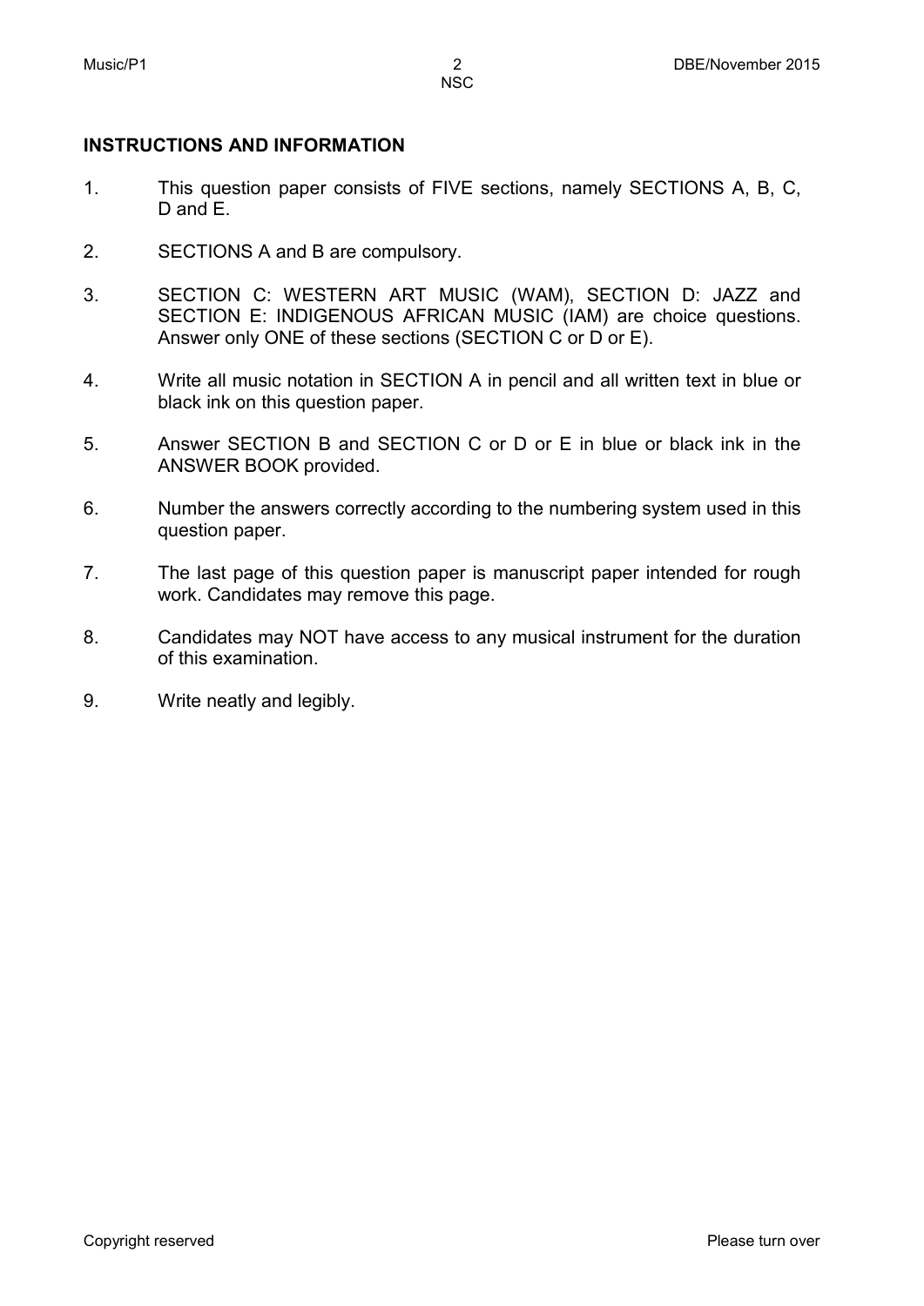## INSTRUCTIONS AND INFORMATION

1. This question paper consists of FIVE sections, namely SECTIONS A, B, C, D and E.

2. SECTIONS A and B are compulsory.

3. SECTION C: WESTERN ART MUSIC (WAM), SECTION D: JAZZ and SECTION E: INDIGENOUS AFRICAN MUSIC (IAM) are choice questions. Answer only ONE of these sections (SECTION C or D or E).

4. Write all music notation in SECTION A in pencil and all written text in blue or black ink on this question paper.

5. Answer SECTION B and SECTION C or D or E in blue or black ink in the ANSWER BOOK provided.

6. Number the answers correctly according to the numbering system used in this question paper.

7. The last page of this question paper is manuscript paper intended for rough work. Candidates may remove this page.

8. Candidates may NOT have access to any musical instrument for the duration of this examination.

9. Write neatly and legibly.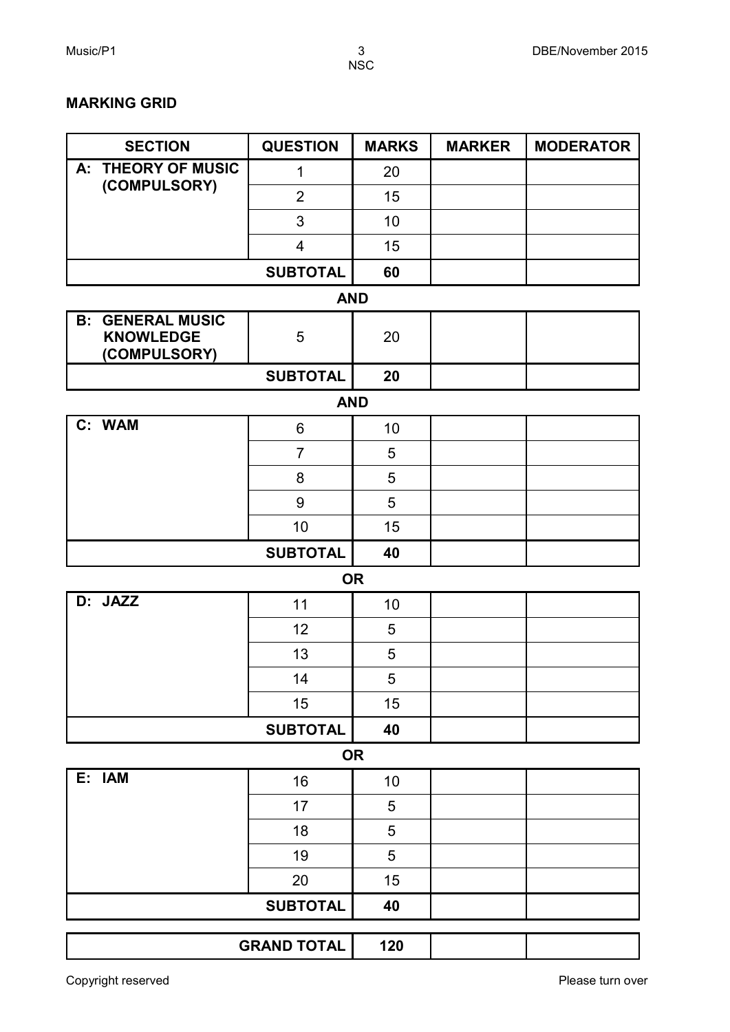## MARKING GRID

| SECTION | QUESTION | MARKS | MARKER | MODERATOR |
|---|---|---|---|---|
| A: THEORY OF MUSIC (COMPULSORY) | 1 | 20 | | |
| | 2 | 15 | | |
| | 3 | 10 | | |
| | 4 | 15 | | |
| | **SUBTOTAL** | **60** | | |

**AND**

| SECTION | QUESTION | MARKS | MARKER | MODERATOR |
|---|---|---|---|---|
| B: GENERAL MUSIC KNOWLEDGE (COMPULSORY) | 5 | 20 | | |
| | **SUBTOTAL** | **20** | | |

**AND**

| SECTION | QUESTION | MARKS | MARKER | MODERATOR |
|---|---|---|---|---|
| C: WAM | 6 | 10 | | |
| | 7 | 5 | | |
| | 8 | 5 | | |
| | 9 | 5 | | |
| | 10 | 15 | | |
| | **SUBTOTAL** | **40** | | |

**OR**

| SECTION | QUESTION | MARKS | MARKER | MODERATOR |
|---|---|---|---|---|
| D: JAZZ | 11 | 10 | | |
| | 12 | 5 | | |
| | 13 | 5 | | |
| | 14 | 5 | | |
| | 15 | 15 | | |
| | **SUBTOTAL** | **40** | | |

**OR**

| SECTION | QUESTION | MARKS | MARKER | MODERATOR |
|---|---|---|---|---|
| E: IAM | 16 | 10 | | |
| | 17 | 5 | | |
| | 18 | 5 | | |
| | 19 | 5 | | |
| | 20 | 15 | | |
| | **SUBTOTAL** | **40** | | |

| | | | |
|---|---|---|---|
| **GRAND TOTAL** | **120** | | |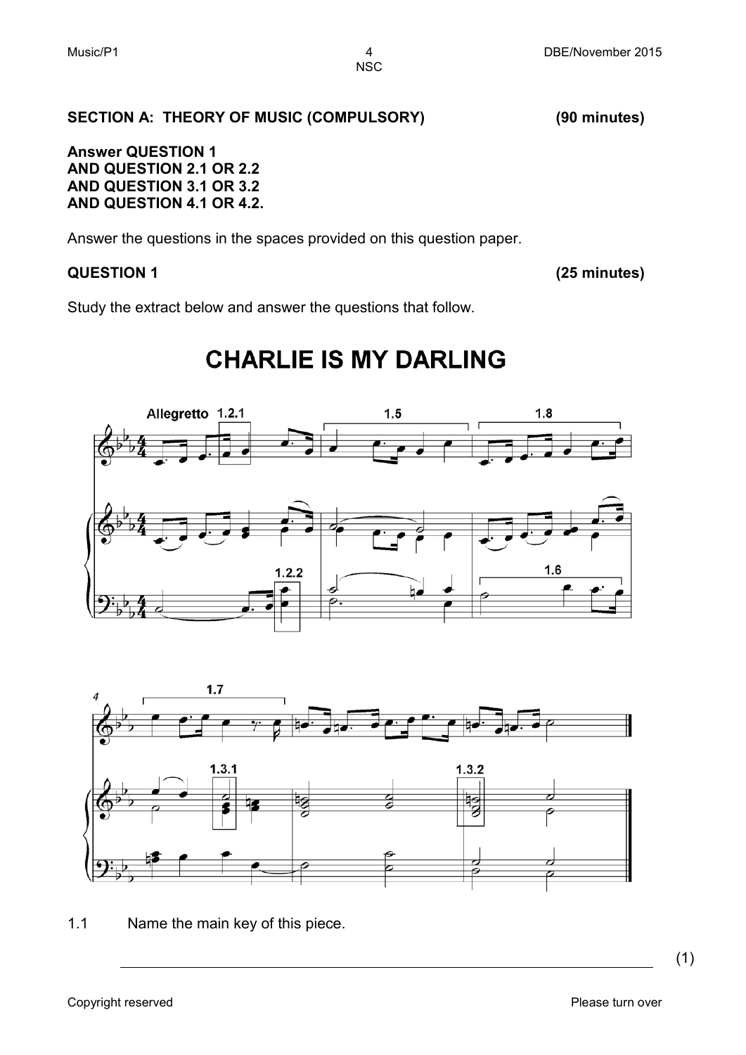## SECTION A: THEORY OF MUSIC (COMPULSORY) (90 minutes)

**Answer QUESTION 1**
**AND QUESTION 2.1 OR 2.2**
**AND QUESTION 3.1 OR 3.2**
**AND QUESTION 4.1 OR 4.2.**

Answer the questions in the spaces provided on this question paper.

### QUESTION 1 (25 minutes)

Study the extract below and answer the questions that follow.

# CHARLIE IS MY DARLING

1.1 Name the main key of this piece.

______________________________________________________________ (1)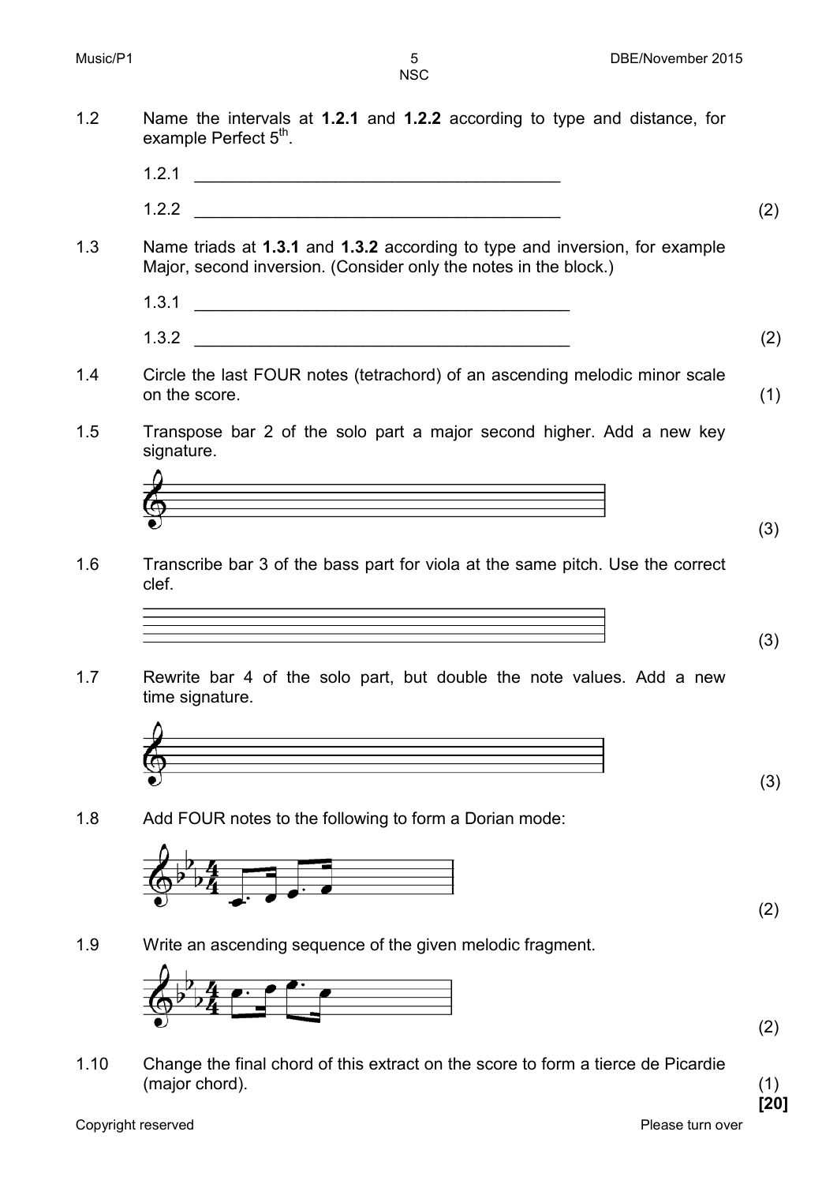1.2 Name the intervals at **1.2.1** and **1.2.2** according to type and distance, for example Perfect 5th.

1.2.1 ______________________________________

1.2.2 ______________________________________ (2)

1.3 Name triads at **1.3.1** and **1.3.2** according to type and inversion, for example Major, second inversion. (Consider only the notes in the block.)

1.3.1 ______________________________________

1.3.2 ______________________________________ (2)

1.4 Circle the last FOUR notes (tetrachord) of an ascending melodic minor scale on the score. (1)

1.5 Transpose bar 2 of the solo part a major second higher. Add a new key signature. (3)

1.6 Transcribe bar 3 of the bass part for viola at the same pitch. Use the correct clef. (3)

1.7 Rewrite bar 4 of the solo part, but double the note values. Add a new time signature. (3)

1.8 Add FOUR notes to the following to form a Dorian mode: (2)

1.9 Write an ascending sequence of the given melodic fragment. (2)

1.10 Change the final chord of this extract on the score to form a tierce de Picardie (major chord). (1)

**[20]**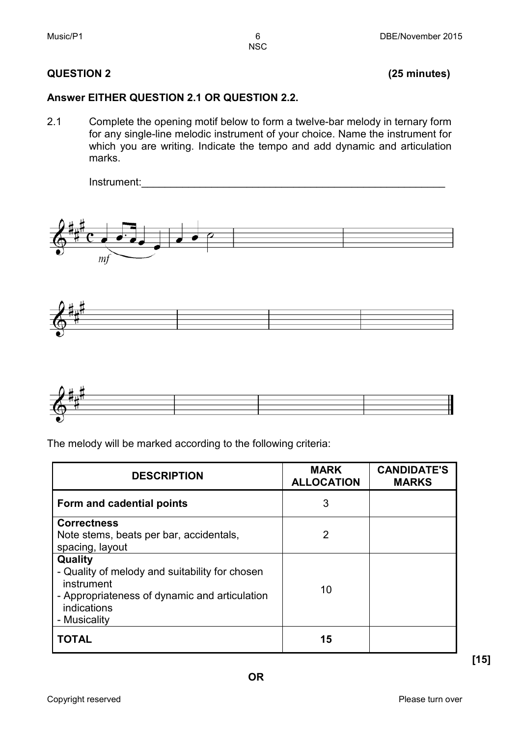## QUESTION 2 (25 minutes)

**Answer EITHER QUESTION 2.1 OR QUESTION 2.2.**

2.1 Complete the opening motif below to form a twelve-bar melody in ternary form for any single-line melodic instrument of your choice. Name the instrument for which you are writing. Indicate the tempo and add dynamic and articulation marks.

Instrument:\_\_\_\_\_\_\_\_\_\_\_\_\_\_\_\_\_\_\_\_\_\_\_\_\_\_\_\_\_\_\_\_\_\_\_\_\_\_\_\_\_\_\_\_\_\_\_\_\_\_\_\_

The melody will be marked according to the following criteria:

| DESCRIPTION | MARK ALLOCATION | CANDIDATE'S MARKS |
|---|---|---|
| **Form and cadential points** | 3 | |
| **Correctness**<br>Note stems, beats per bar, accidentals, spacing, layout | 2 | |
| **Quality**<br>- Quality of melody and suitability for chosen instrument<br>- Appropriateness of dynamic and articulation indications<br>- Musicality | 10 | |
| **TOTAL** | **15** | |

**[15]**

**OR**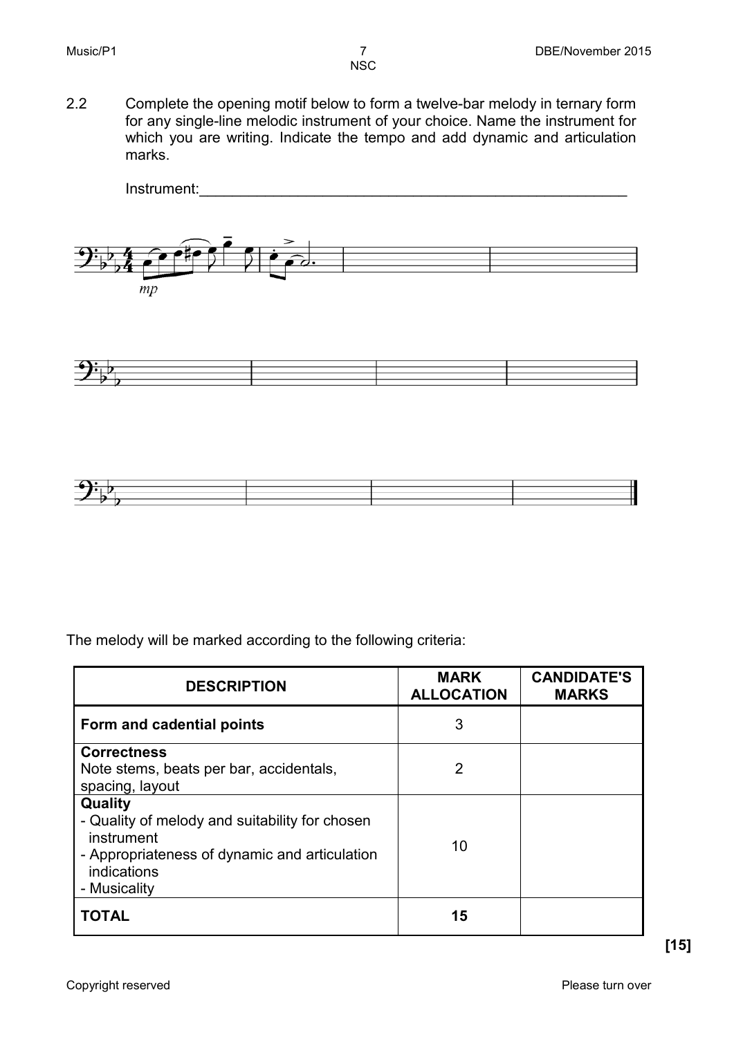2.2 Complete the opening motif below to form a twelve-bar melody in ternary form for any single-line melodic instrument of your choice. Name the instrument for which you are writing. Indicate the tempo and add dynamic and articulation marks.

Instrument:_______________________________________________

The melody will be marked according to the following criteria:

| DESCRIPTION | MARK ALLOCATION | CANDIDATE'S MARKS |
|---|---|---|
| **Form and cadential points** | 3 | |
| **Correctness**<br>Note stems, beats per bar, accidentals, spacing, layout | 2 | |
| **Quality**<br>- Quality of melody and suitability for chosen instrument<br>- Appropriateness of dynamic and articulation indications<br>- Musicality | 10 | |
| **TOTAL** | **15** | |

**[15]**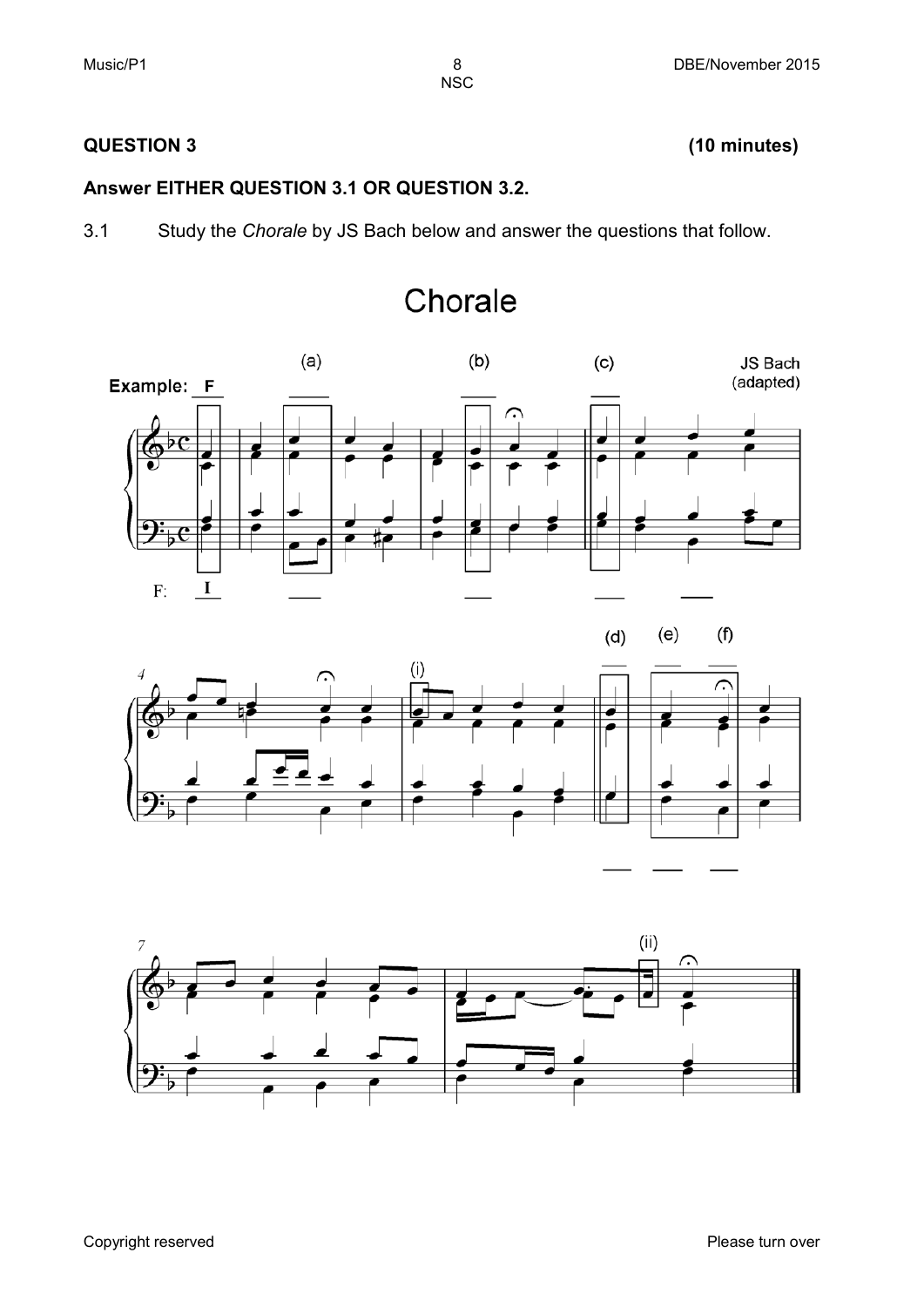**QUESTION 3** **(10 minutes)**

**Answer EITHER QUESTION 3.1 OR QUESTION 3.2.**

3.1 Study the *Chorale* by JS Bach below and answer the questions that follow.

# Chorale

JS Bach
(adapted)

Example: F

(a) (b) (c)

F: I

(d) (e) (f)

(i)

(ii)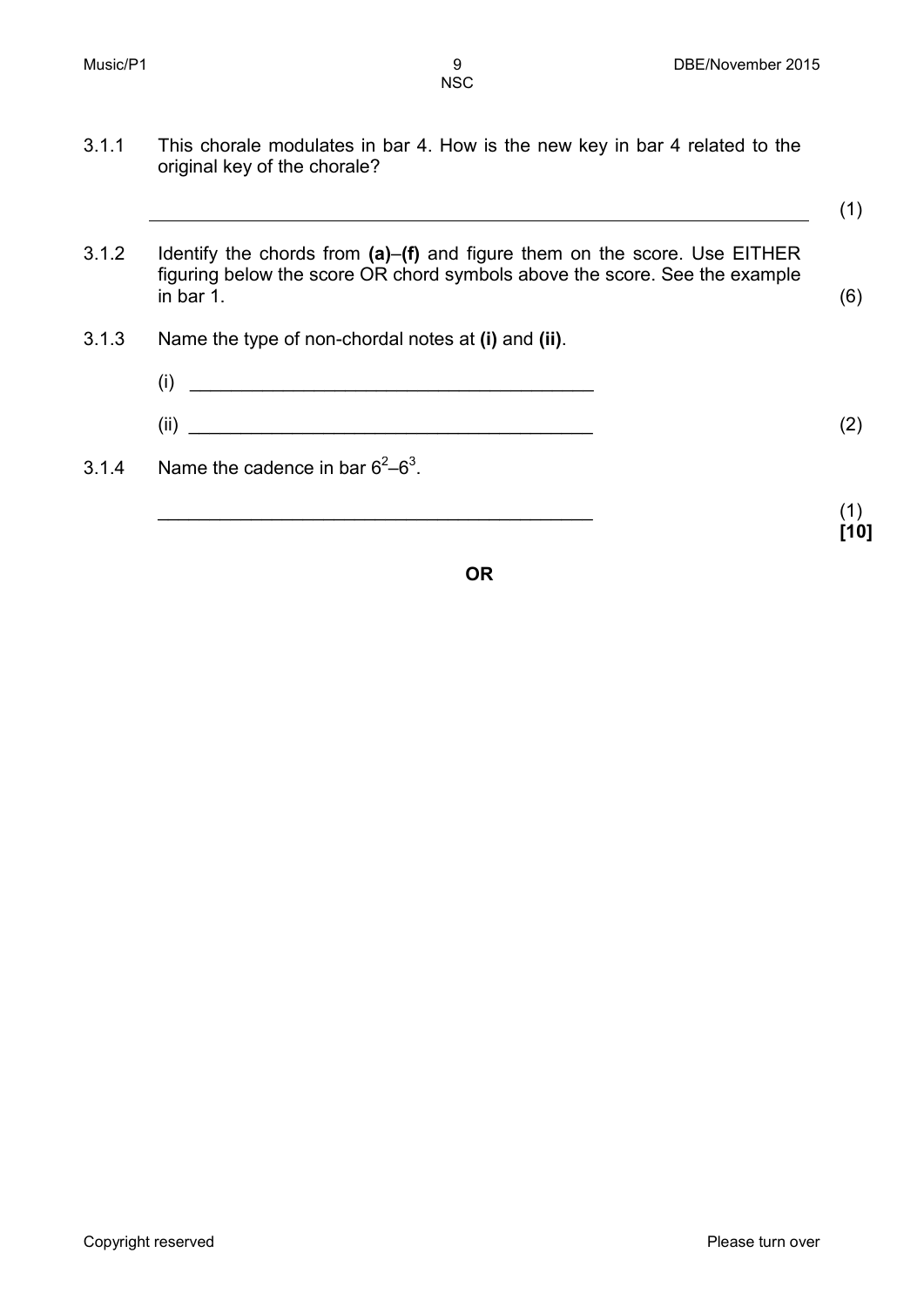3.1.1 This chorale modulates in bar 4. How is the new key in bar 4 related to the original key of the chorale?

_______________________________________________________________ (1)

3.1.2 Identify the chords from **(a)**–**(f)** and figure them on the score. Use EITHER figuring below the score OR chord symbols above the score. See the example in bar 1. (6)

3.1.3 Name the type of non-chordal notes at **(i)** and **(ii)**.

(i) _______________________________________

(ii) _______________________________________ (2)

3.1.4 Name the cadence in bar $6^2$–$6^3$.

_______________________________________ (1)

**[10]**

**OR**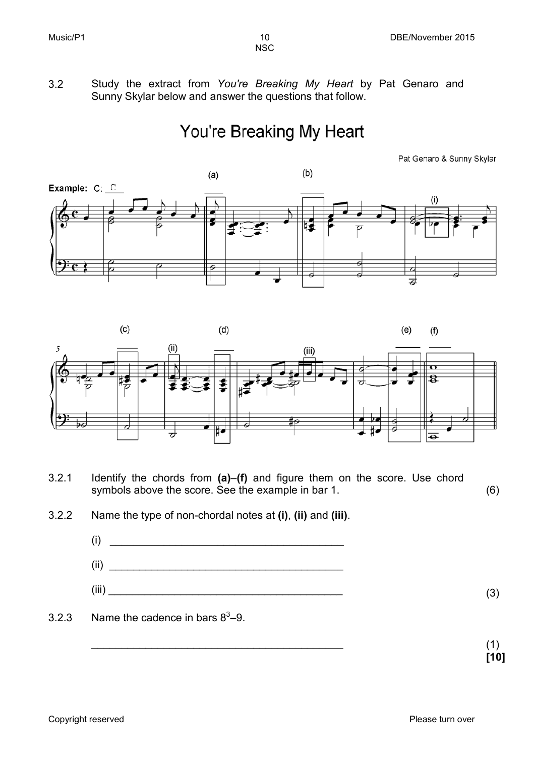3.2 Study the extract from *You're Breaking My Heart* by Pat Genaro and Sunny Skylar below and answer the questions that follow.

3.2.1 Identify the chords from **(a)**–**(f)** and figure them on the score. Use chord symbols above the score. See the example in bar 1. (6)

3.2.2 Name the type of non-chordal notes at **(i)**, **(ii)** and **(iii)**.

(i) ________________________________________

(ii) ________________________________________

(iii) ________________________________________ (3)

3.2.3 Name the cadence in bars $8^3$–9.

________________________________________ (1)

**[10]**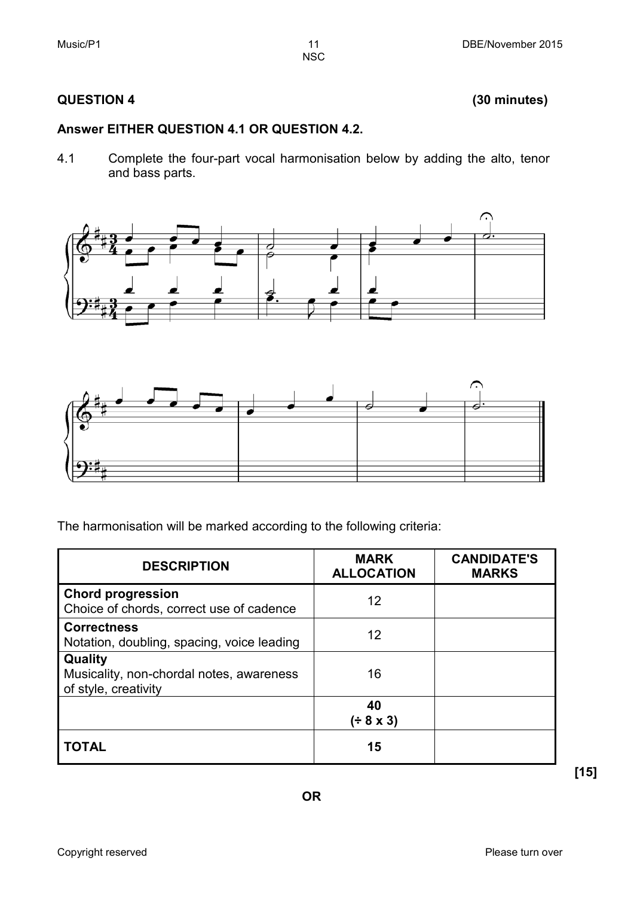## QUESTION 4 **(30 minutes)**

**Answer EITHER QUESTION 4.1 OR QUESTION 4.2.**

4.1 Complete the four-part vocal harmonisation below by adding the alto, tenor and bass parts.

The harmonisation will be marked according to the following criteria:

| DESCRIPTION | MARK ALLOCATION | CANDIDATE'S MARKS |
|---|---|---|
| **Chord progression**<br>Choice of chords, correct use of cadence | 12 | |
| **Correctness**<br>Notation, doubling, spacing, voice leading | 12 | |
| **Quality**<br>Musicality, non-chordal notes, awareness of style, creativity | 16 | |
| | **40**<br>**(÷ 8 x 3)** | |
| **TOTAL** | **15** | |

**[15]**

**OR**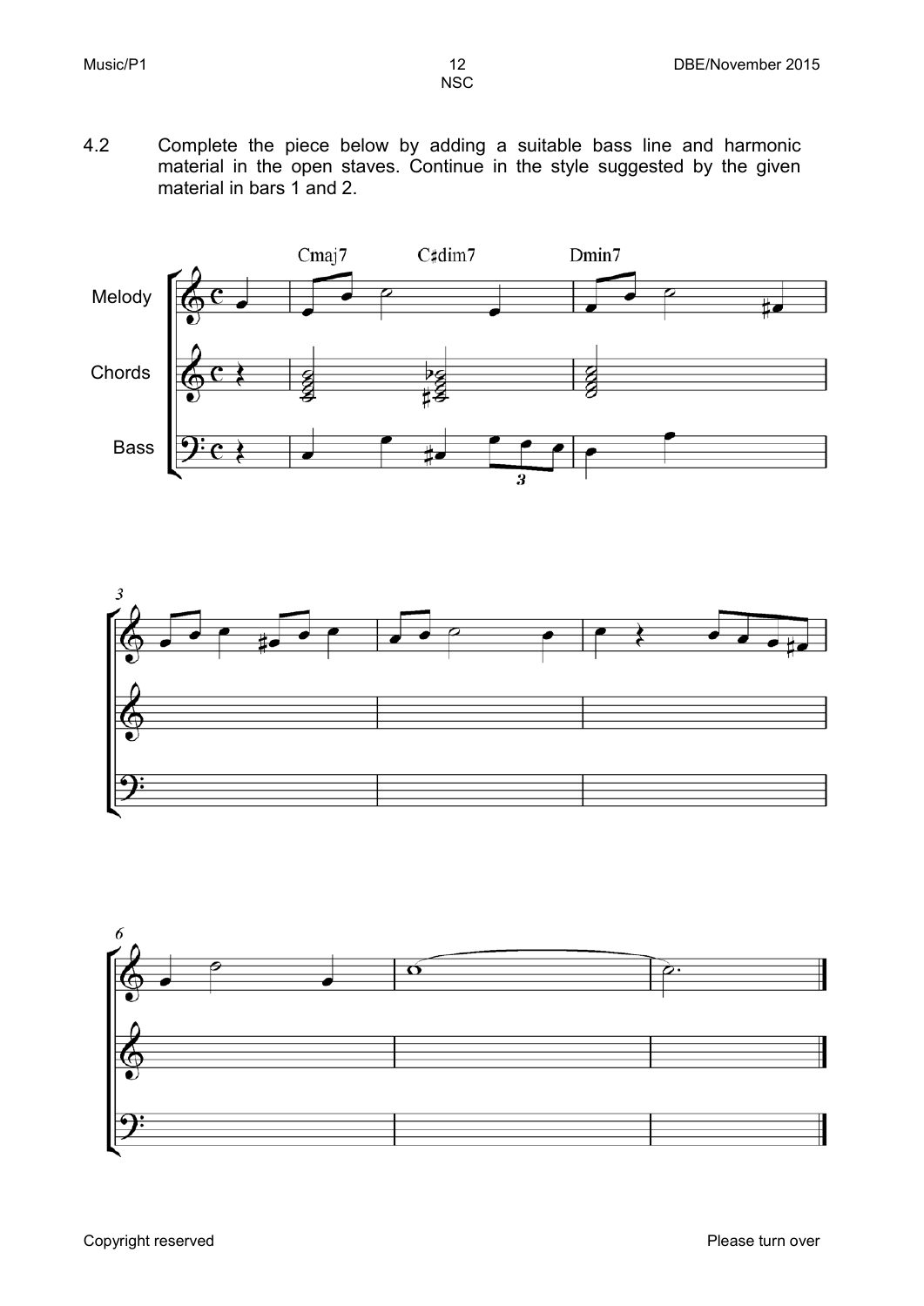4.2 Complete the piece below by adding a suitable bass line and harmonic material in the open staves. Continue in the style suggested by the given material in bars 1 and 2.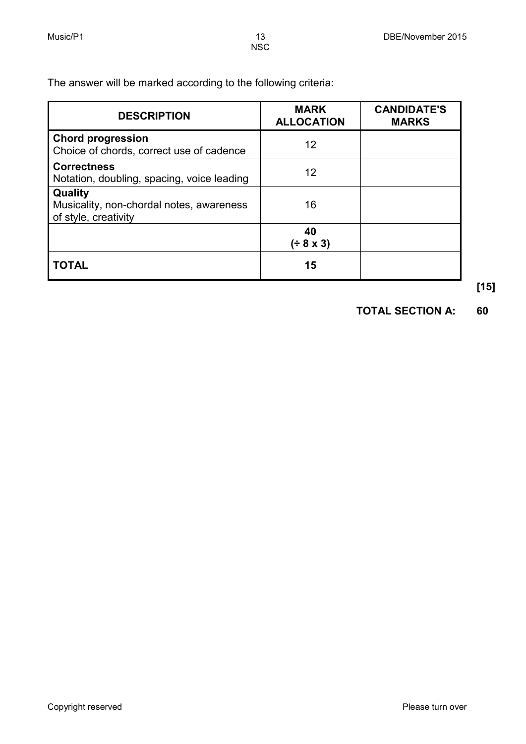The answer will be marked according to the following criteria:

| DESCRIPTION | MARK ALLOCATION | CANDIDATE'S MARKS |
| --- | --- | --- |
| **Chord progression**<br>Choice of chords, correct use of cadence | 12 | |
| **Correctness**<br>Notation, doubling, spacing, voice leading | 12 | |
| **Quality**<br>Musicality, non-chordal notes, awareness of style, creativity | 16 | |
| | **40**<br>**(÷ 8 x 3)** | |
| **TOTAL** | **15** | |

**[15]**

**TOTAL SECTION A: 60**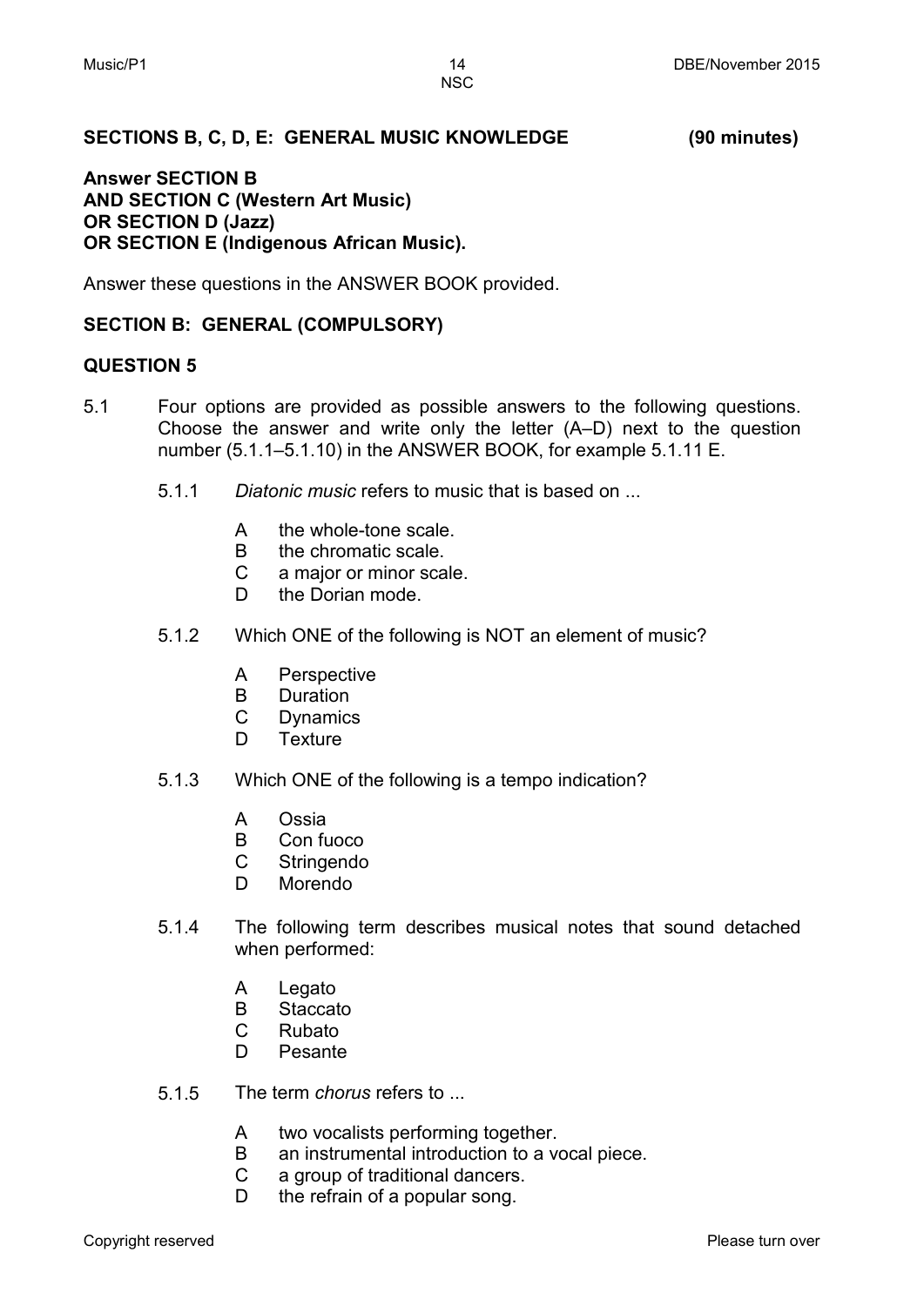**SECTIONS B, C, D, E: GENERAL MUSIC KNOWLEDGE (90 minutes)**

**Answer SECTION B**
**AND SECTION C (Western Art Music)**
**OR SECTION D (Jazz)**
**OR SECTION E (Indigenous African Music).**

Answer these questions in the ANSWER BOOK provided.

## SECTION B: GENERAL (COMPULSORY)

### QUESTION 5

5.1 Four options are provided as possible answers to the following questions. Choose the answer and write only the letter (A–D) next to the question number (5.1.1–5.1.10) in the ANSWER BOOK, for example 5.1.11 E.

5.1.1 *Diatonic music* refers to music that is based on ...

- A the whole-tone scale.
- B the chromatic scale.
- C a major or minor scale.
- D the Dorian mode.

5.1.2 Which ONE of the following is NOT an element of music?

- A Perspective
- B Duration
- C Dynamics
- D Texture

5.1.3 Which ONE of the following is a tempo indication?

- A Ossia
- B Con fuoco
- C Stringendo
- D Morendo

5.1.4 The following term describes musical notes that sound detached when performed:

- A Legato
- B Staccato
- C Rubato
- D Pesante

5.1.5 The term *chorus* refers to ...

- A two vocalists performing together.
- B an instrumental introduction to a vocal piece.
- C a group of traditional dancers.
- D the refrain of a popular song.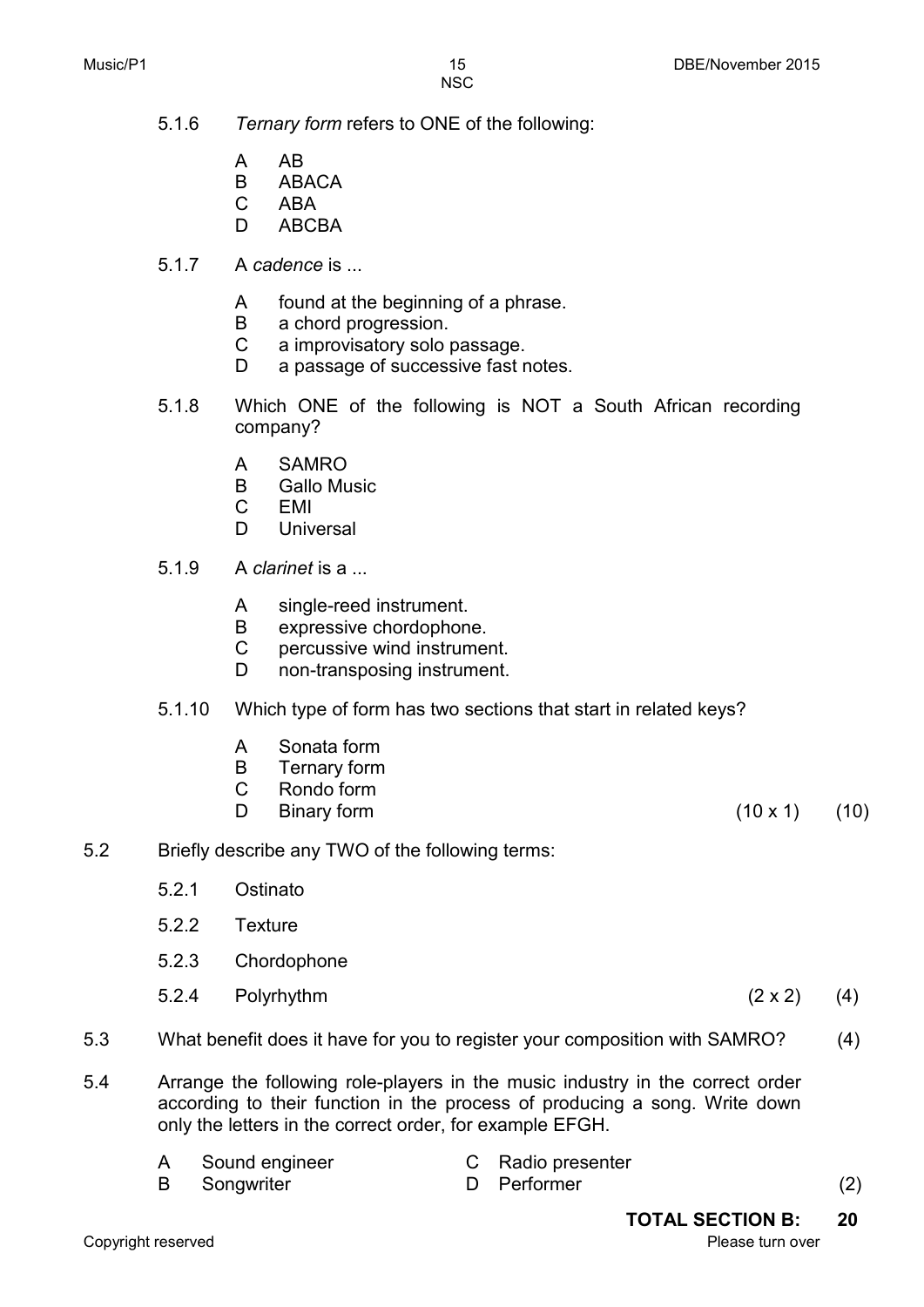5.1.6 *Ternary form* refers to ONE of the following:

- A AB
- B ABACA
- C ABA
- D ABCBA

5.1.7 A *cadence* is ...

- A found at the beginning of a phrase.
- B a chord progression.
- C a improvisatory solo passage.
- D a passage of successive fast notes.

5.1.8 Which ONE of the following is NOT a South African recording company?

- A SAMRO
- B Gallo Music
- C EMI
- D Universal

5.1.9 A *clarinet* is a ...

- A single-reed instrument.
- B expressive chordophone.
- C percussive wind instrument.
- D non-transposing instrument.

5.1.10 Which type of form has two sections that start in related keys?

- A Sonata form
- B Ternary form
- C Rondo form
- D Binary form

(10 x 1) (10)

5.2 Briefly describe any TWO of the following terms:

5.2.1 Ostinato

5.2.2 Texture

5.2.3 Chordophone

5.2.4 Polyrhythm

(2 x 2) (4)

5.3 What benefit does it have for you to register your composition with SAMRO? (4)

5.4 Arrange the following role-players in the music industry in the correct order according to their function in the process of producing a song. Write down only the letters in the correct order, for example EFGH.

- A Sound engineer
- B Songwriter
- C Radio presenter
- D Performer

(2)

**TOTAL SECTION B: 20**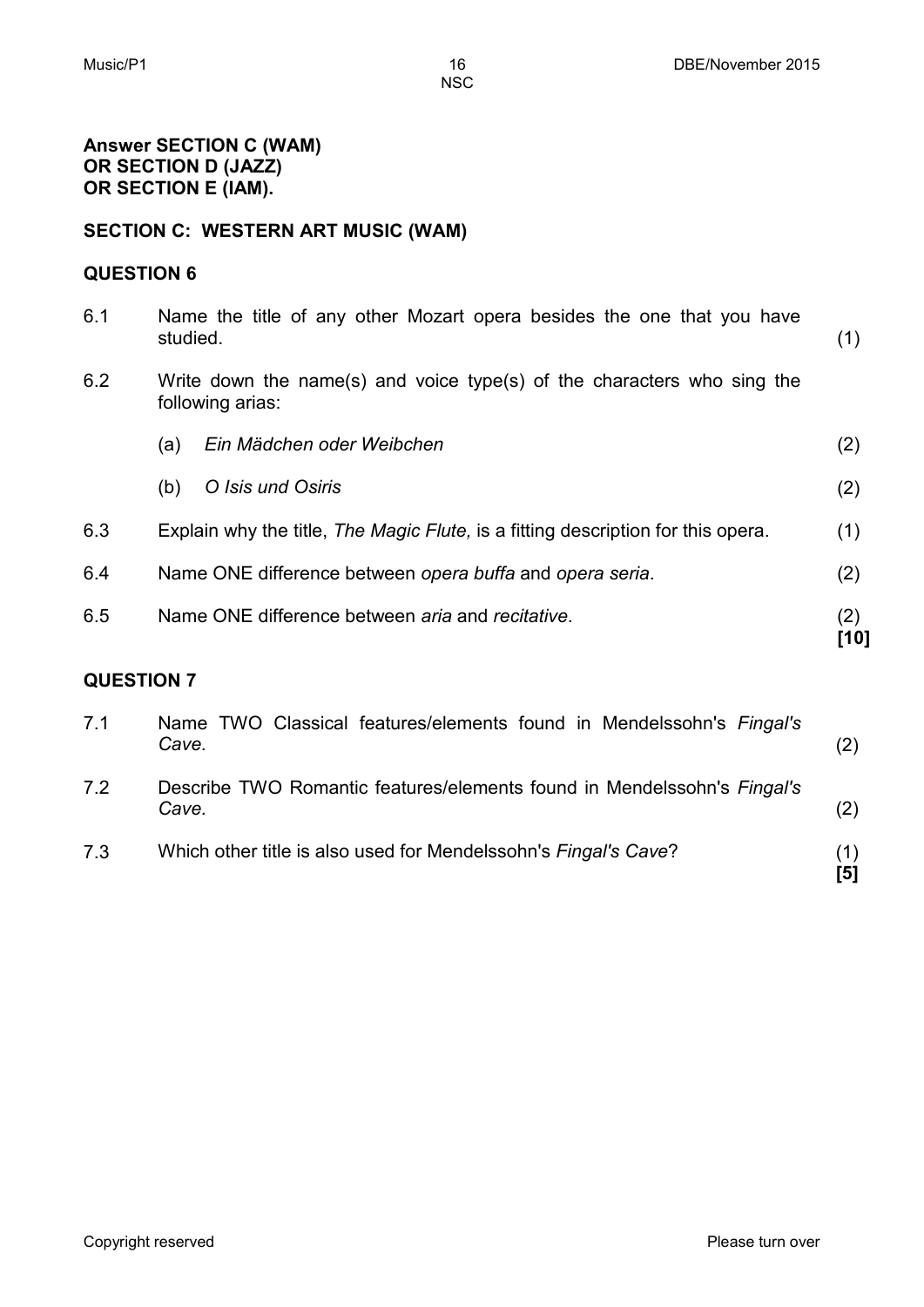**Answer SECTION C (WAM)**
**OR SECTION D (JAZZ)**
**OR SECTION E (IAM).**

## SECTION C: WESTERN ART MUSIC (WAM)

### QUESTION 6

| | | |
|---|---|---|
| 6.1 | Name the title of any other Mozart opera besides the one that you have studied. | (1) |
| 6.2 | Write down the name(s) and voice type(s) of the characters who sing the following arias: | |
| | (a) *Ein Mädchen oder Weibchen* | (2) |
| | (b) *O Isis und Osiris* | (2) |
| 6.3 | Explain why the title, *The Magic Flute,* is a fitting description for this opera. | (1) |
| 6.4 | Name ONE difference between *opera buffa* and *opera seria*. | (2) |
| 6.5 | Name ONE difference between *aria* and *recitative*. | (2) **[10]** |

### QUESTION 7

| | | |
|---|---|---|
| 7.1 | Name TWO Classical features/elements found in Mendelssohn's *Fingal's Cave.* | (2) |
| 7.2 | Describe TWO Romantic features/elements found in Mendelssohn's *Fingal's Cave.* | (2) |
| 7.3 | Which other title is also used for Mendelssohn's *Fingal's Cave*? | (1) **[5]** |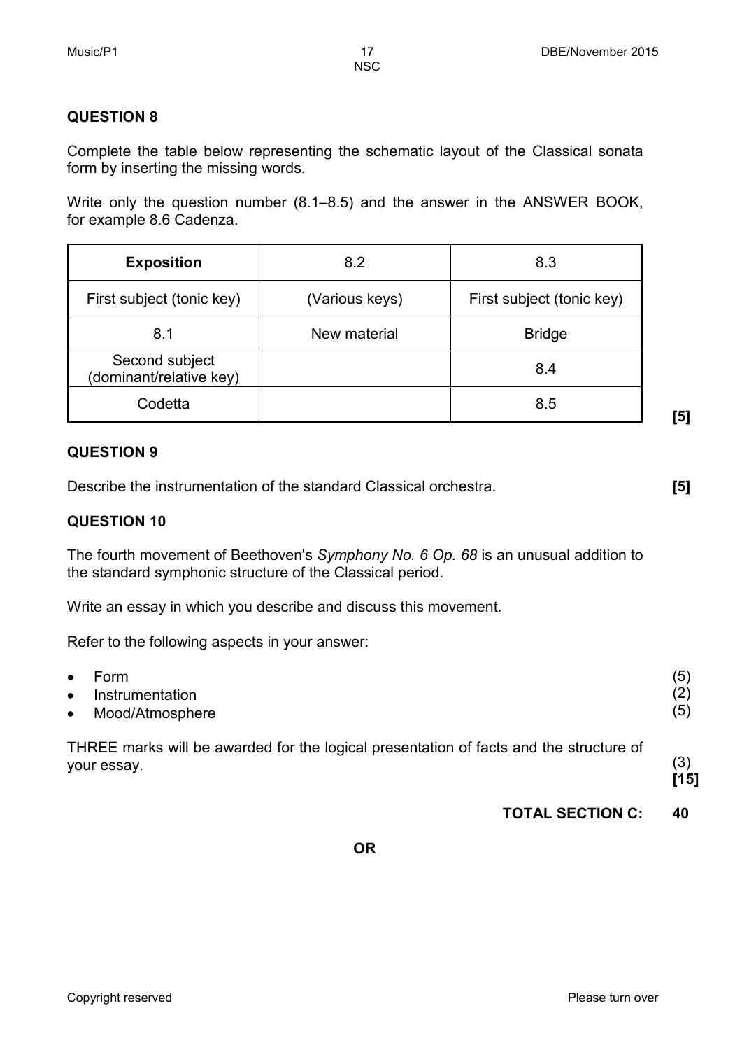## QUESTION 8

Complete the table below representing the schematic layout of the Classical sonata form by inserting the missing words.

Write only the question number (8.1–8.5) and the answer in the ANSWER BOOK, for example 8.6 Cadenza.

| **Exposition** | 8.2 | 8.3 |
|---|---|---|
| First subject (tonic key) | (Various keys) | First subject (tonic key) |
| 8.1 | New material | Bridge |
| Second subject (dominant/relative key) | | 8.4 |
| Codetta | | 8.5 |

**[5]**

## QUESTION 9

Describe the instrumentation of the standard Classical orchestra. **[5]**

## QUESTION 10

The fourth movement of Beethoven's *Symphony No. 6 Op. 68* is an unusual addition to the standard symphonic structure of the Classical period.

Write an essay in which you describe and discuss this movement.

Refer to the following aspects in your answer:

- Form (5)
- Instrumentation (2)
- Mood/Atmosphere (5)

THREE marks will be awarded for the logical presentation of facts and the structure of your essay. (3)

**[15]**

**TOTAL SECTION C: 40**

**OR**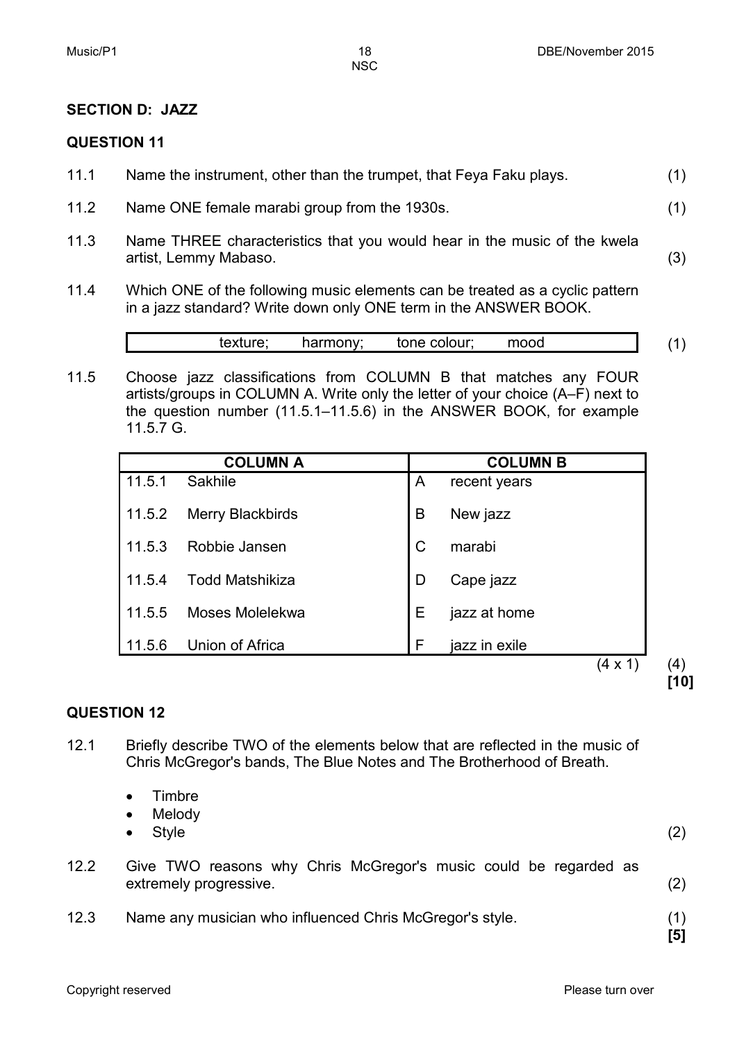## SECTION D: JAZZ

### QUESTION 11

11.1 Name the instrument, other than the trumpet, that Feya Faku plays. (1)

11.2 Name ONE female marabi group from the 1930s. (1)

11.3 Name THREE characteristics that you would hear in the music of the kwela artist, Lemmy Mabaso. (3)

11.4 Which ONE of the following music elements can be treated as a cyclic pattern in a jazz standard? Write down only ONE term in the ANSWER BOOK.

| texture; harmony; tone colour; mood |
|---|

(1)

11.5 Choose jazz classifications from COLUMN B that matches any FOUR artists/groups in COLUMN A. Write only the letter of your choice (A–F) next to the question number (11.5.1–11.5.6) in the ANSWER BOOK, for example 11.5.7 G.

| COLUMN A | | COLUMN B | |
|---|---|---|---|
| 11.5.1 | Sakhile | A | recent years |
| 11.5.2 | Merry Blackbirds | B | New jazz |
| 11.5.3 | Robbie Jansen | C | marabi |
| 11.5.4 | Todd Matshikiza | D | Cape jazz |
| 11.5.5 | Moses Molelekwa | E | jazz at home |
| 11.5.6 | Union of Africa | F | jazz in exile |

(4 x 1) (4)
**[10]**

### QUESTION 12

12.1 Briefly describe TWO of the elements below that are reflected in the music of Chris McGregor's bands, The Blue Notes and The Brotherhood of Breath.

- Timbre
- Melody
- Style

(2)

12.2 Give TWO reasons why Chris McGregor's music could be regarded as extremely progressive. (2)

12.3 Name any musician who influenced Chris McGregor's style. (1)
**[5]**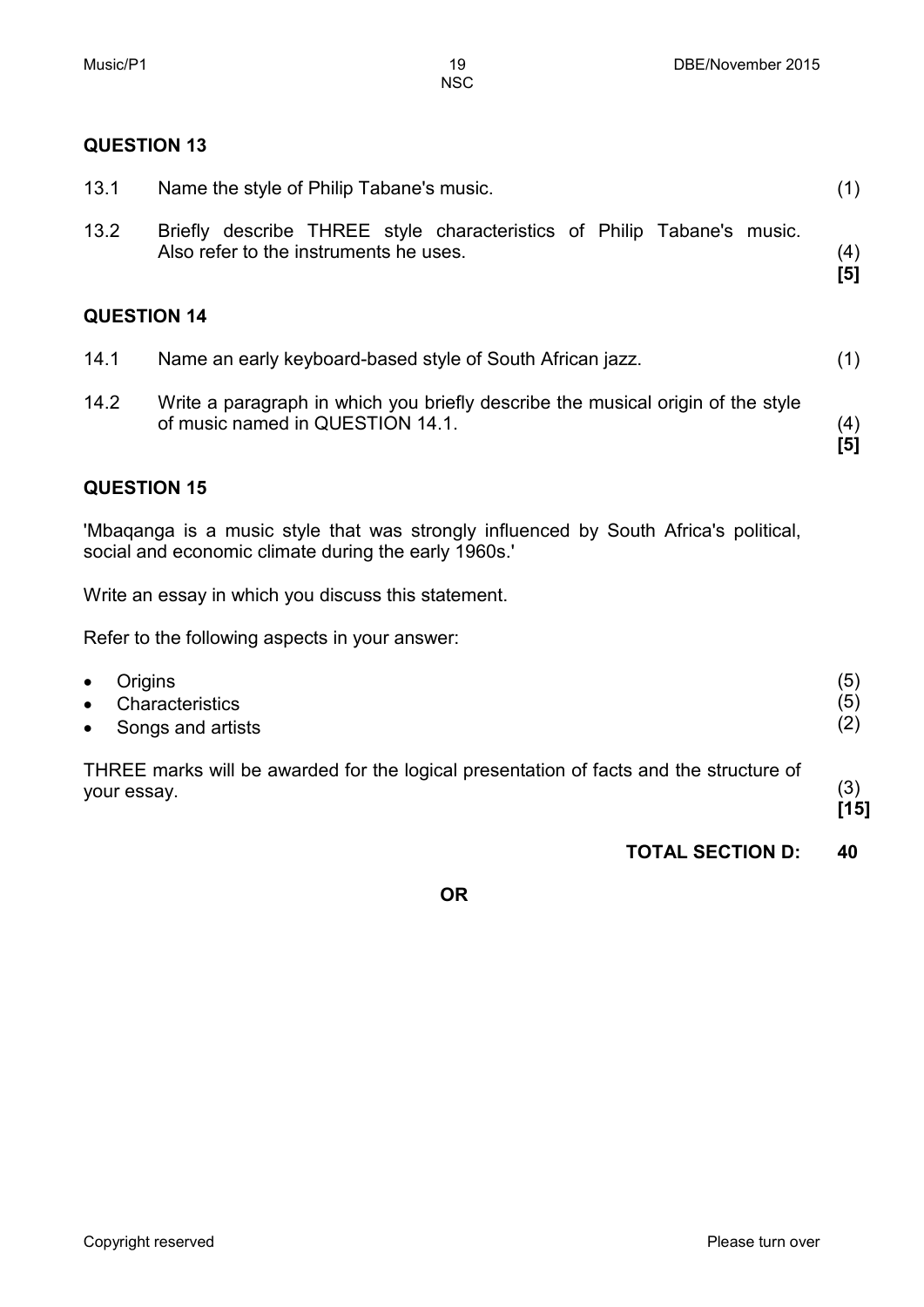## QUESTION 13

13.1 Name the style of Philip Tabane's music. (1)

13.2 Briefly describe THREE style characteristics of Philip Tabane's music. Also refer to the instruments he uses. (4)
**[5]**

## QUESTION 14

14.1 Name an early keyboard-based style of South African jazz. (1)

14.2 Write a paragraph in which you briefly describe the musical origin of the style of music named in QUESTION 14.1. (4)
**[5]**

## QUESTION 15

'Mbaqanga is a music style that was strongly influenced by South Africa's political, social and economic climate during the early 1960s.'

Write an essay in which you discuss this statement.

Refer to the following aspects in your answer:

- Origins (5)
- Characteristics (5)
- Songs and artists (2)

THREE marks will be awarded for the logical presentation of facts and the structure of your essay. (3)
**[15]**

**TOTAL SECTION D: 40**

**OR**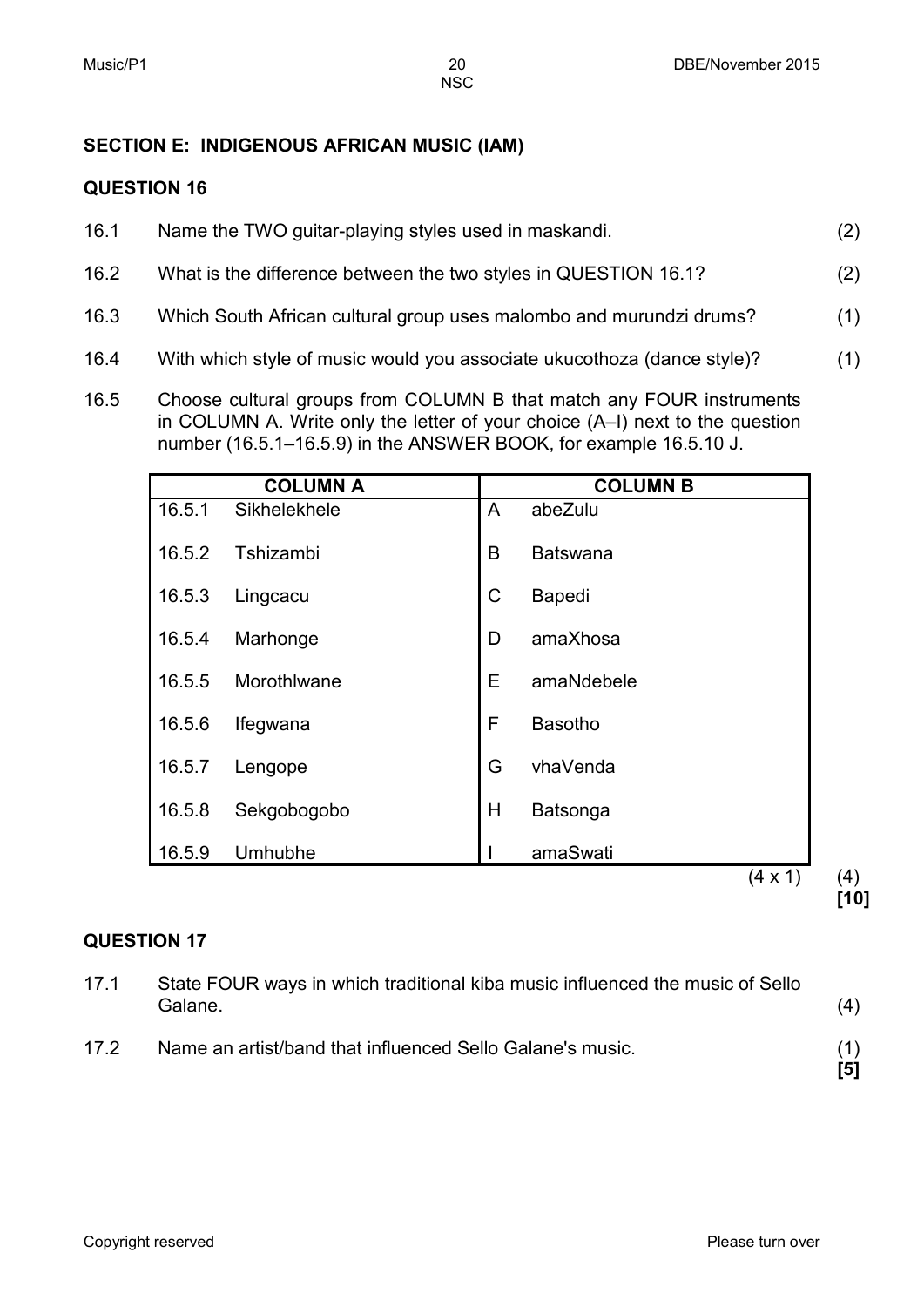## SECTION E: INDIGENOUS AFRICAN MUSIC (IAM)

### QUESTION 16

16.1 Name the TWO guitar-playing styles used in maskandi. (2)

16.2 What is the difference between the two styles in QUESTION 16.1? (2)

16.3 Which South African cultural group uses malombo and murundzi drums? (1)

16.4 With which style of music would you associate ukucothoza (dance style)? (1)

16.5 Choose cultural groups from COLUMN B that match any FOUR instruments in COLUMN A. Write only the letter of your choice (A–I) next to the question number (16.5.1–16.5.9) in the ANSWER BOOK, for example 16.5.10 J.

| COLUMN A | | COLUMN B | |
|---|---|---|---|
| 16.5.1 | Sikhelekhele | A | abeZulu |
| 16.5.2 | Tshizambi | B | Batswana |
| 16.5.3 | Lingcacu | C | Bapedi |
| 16.5.4 | Marhonge | D | amaXhosa |
| 16.5.5 | Morothlwane | E | amaNdebele |
| 16.5.6 | Ifegwana | F | Basotho |
| 16.5.7 | Lengope | G | vhaVenda |
| 16.5.8 | Sekgobogobo | H | Batsonga |
| 16.5.9 | Umhubhe | I | amaSwati |

(4 x 1) (4)

**[10]**

### QUESTION 17

17.1 State FOUR ways in which traditional kiba music influenced the music of Sello Galane. (4)

17.2 Name an artist/band that influenced Sello Galane's music. (1)

**[5]**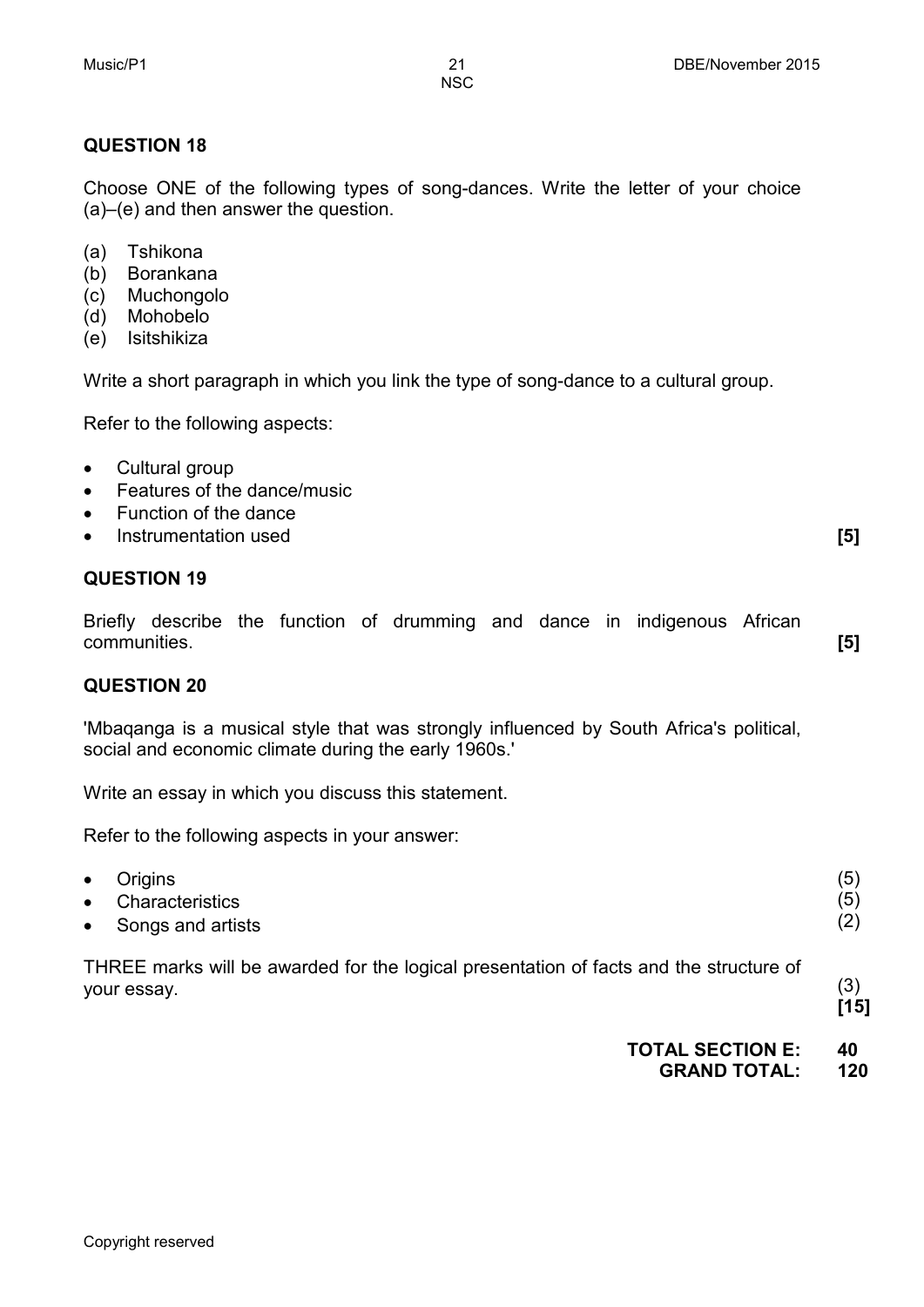## QUESTION 18

Choose ONE of the following types of song-dances. Write the letter of your choice (a)–(e) and then answer the question.

(a) Tshikona
(b) Borankana
(c) Muchongolo
(d) Mohobelo
(e) Isitshikiza

Write a short paragraph in which you link the type of song-dance to a cultural group.

Refer to the following aspects:

- Cultural group
- Features of the dance/music
- Function of the dance
- Instrumentation used **[5]**

## QUESTION 19

Briefly describe the function of drumming and dance in indigenous African communities. **[5]**

## QUESTION 20

'Mbaqanga is a musical style that was strongly influenced by South Africa's political, social and economic climate during the early 1960s.'

Write an essay in which you discuss this statement.

Refer to the following aspects in your answer:

- Origins (5)
- Characteristics (5)
- Songs and artists (2)

THREE marks will be awarded for the logical presentation of facts and the structure of your essay. (3)
**[15]**

**TOTAL SECTION E: 40**
**GRAND TOTAL: 120**